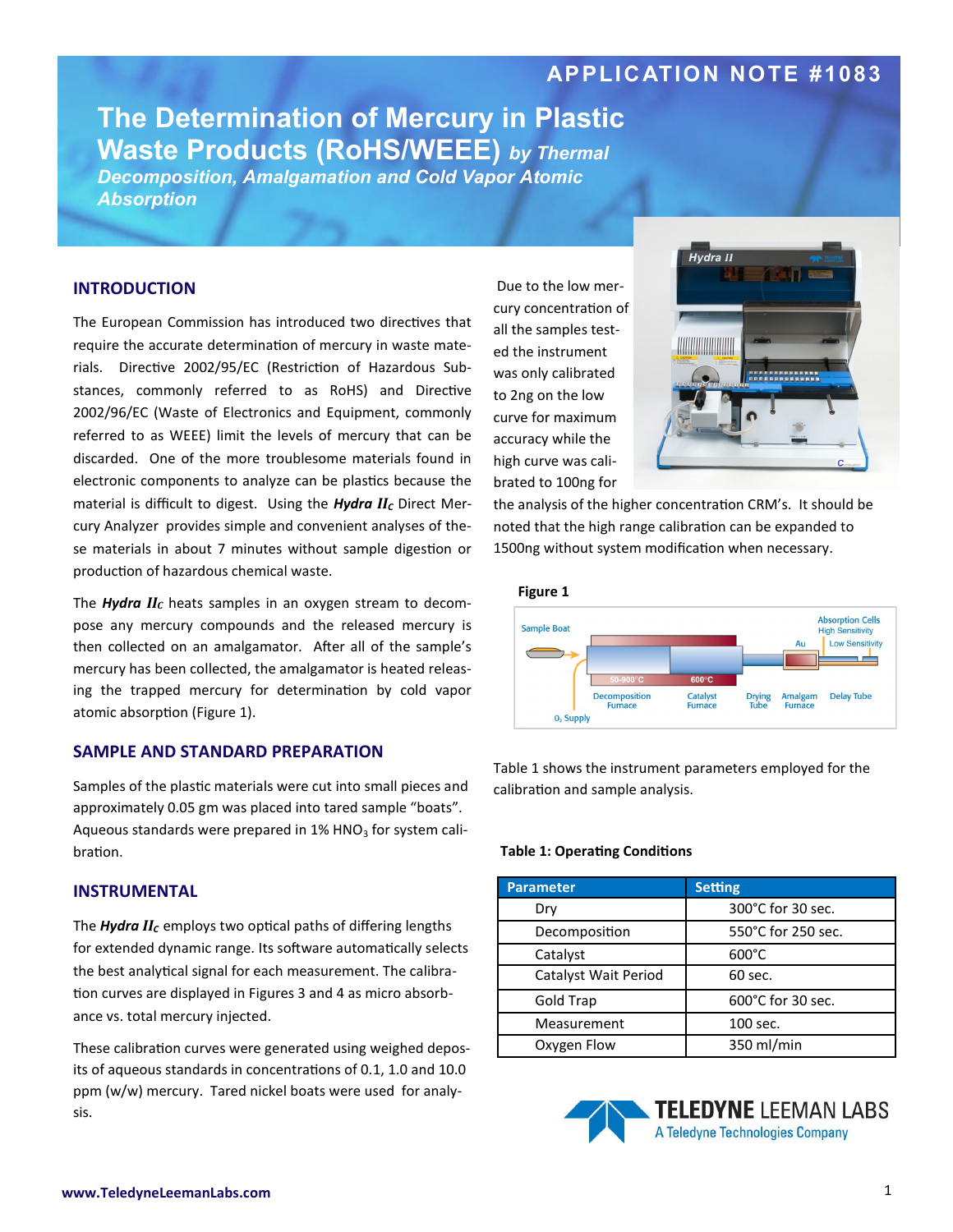APPLICATION NOTE #1083

# The Determination of Mercury in Plastic Waste Products (RoHS/WEEE) *by Thermal Decomposition, Amalgamation and Cold Vapor Atomic Absorption*

## INTRODUCTION

The European Commission has introduced two directives that require the accurate determination of mercury in waste materials. Directive 2002/95/EC (Restriction of Hazardous Substances, commonly referred to as RoHS) and Directive 2002/96/EC (Waste of Electronics and Equipment, commonly referred to as WEEE) limit the levels of mercury that can be discarded. One of the more troublesome materials found in electronic components to analyze can be plastics because the material is difficult to digest. Using the ***Hydra IIC*** Direct Mercury Analyzer provides simple and convenient analyses of these materials in about 7 minutes without sample digestion or production of hazardous chemical waste.

The ***Hydra IIC*** heats samples in an oxygen stream to decompose any mercury compounds and the released mercury is then collected on an amalgamator. After all of the sample's mercury has been collected, the amalgamator is heated releasing the trapped mercury for determination by cold vapor atomic absorption (Figure 1).

## SAMPLE AND STANDARD PREPARATION

Samples of the plastic materials were cut into small pieces and approximately 0.05 gm was placed into tared sample "boats". Aqueous standards were prepared in 1% $HNO_3$ for system calibration.

## INSTRUMENTAL

The ***Hydra IIC*** employs two optical paths of differing lengths for extended dynamic range. Its software automatically selects the best analytical signal for each measurement. The calibration curves are displayed in Figures 3 and 4 as micro absorbance vs. total mercury injected.

These calibration curves were generated using weighed deposits of aqueous standards in concentrations of 0.1, 1.0 and 10.0 ppm (w/w) mercury. Tared nickel boats were used for analysis.

Due to the low mercury concentration of all the samples tested the instrument was only calibrated to 2ng on the low curve for maximum accuracy while the high curve was calibrated to 100ng for the analysis of the higher concentration CRM's. It should be noted that the high range calibration can be expanded to 1500ng without system modification when necessary.

**Figure 1**

Table 1 shows the instrument parameters employed for the calibration and sample analysis.

**Table 1: Operating Conditions**

| Parameter | Setting |
|---|---|
| Dry | 300°C for 30 sec. |
| Decomposition | 550°C for 250 sec. |
| Catalyst | 600°C |
| Catalyst Wait Period | 60 sec. |
| Gold Trap | 600°C for 30 sec. |
| Measurement | 100 sec. |
| Oxygen Flow | 350 ml/min |

TELEDYNE LEEMAN LABS
A Teledyne Technologies Company

www.TeledyneLeemanLabs.com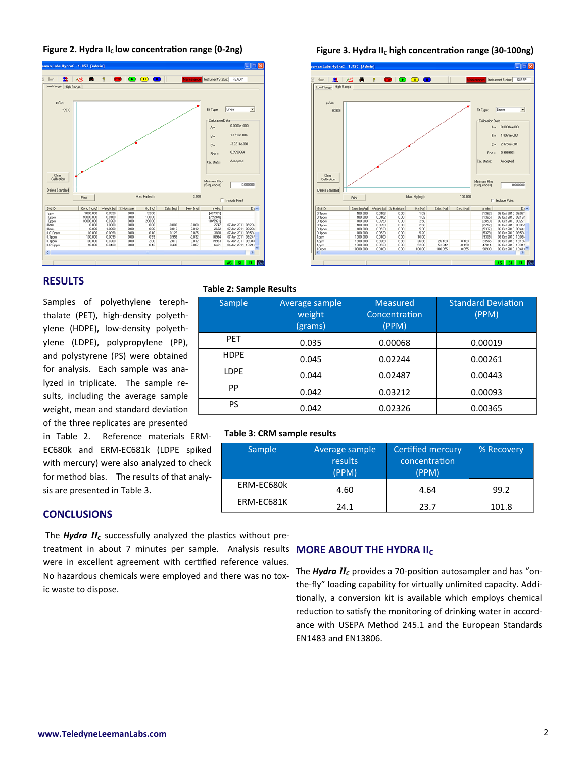**Figure 2. Hydra $II_C$ low concentration range (0-2ng)**

**Figure 3. Hydra $II_C$ high concentration range (30-100ng)**

## RESULTS

Samples of polyethylene terephthalate (PET), high-density polyethylene (HDPE), low-density polyethylene (LDPE), polypropylene (PP), and polystyrene (PS) were obtained for analysis. Each sample was analyzed in triplicate. The sample results, including the average sample weight, mean and standard deviation of the three replicates are presented in Table 2. Reference materials ERM-EC680k and ERM-EC681k (LDPE spiked with mercury) were also analyzed to check for method bias. The results of that analysis are presented in Table 3.

**Table 2: Sample Results**

| Sample | Average sample weight (grams) | Measured Concentration (PPM) | Standard Deviation (PPM) |
|---|---|---|---|
| PET | 0.035 | 0.00068 | 0.00019 |
| HDPE | 0.045 | 0.02244 | 0.00261 |
| LDPE | 0.044 | 0.02487 | 0.00443 |
| PP | 0.042 | 0.03212 | 0.00093 |
| PS | 0.042 | 0.02326 | 0.00365 |

**Table 3: CRM sample results**

| Sample | Average sample results (PPM) | Certified mercury concentration (PPM) | % Recovery |
|---|---|---|---|
| ERM-EC680k | 4.60 | 4.64 | 99.2 |
| ERM-EC681K | 24.1 | 23.7 | 101.8 |

## CONCLUSIONS

The ***Hydra II$_C$*** successfully analyzed the plastics without pretreatment in about 7 minutes per sample. Analysis results were in excellent agreement with certified reference values. No hazardous chemicals were employed and there was no toxic waste to dispose.

## MORE ABOUT THE HYDRA $II_C$

The ***Hydra II$_C$*** provides a 70-position autosampler and has "on-the-fly" loading capability for virtually unlimited capacity. Additionally, a conversion kit is available which employs chemical reduction to satisfy the monitoring of drinking water in accordance with USEPA Method 245.1 and the European Standards EN1483 and EN13806.

www.TeledyneLeemanLabs.com